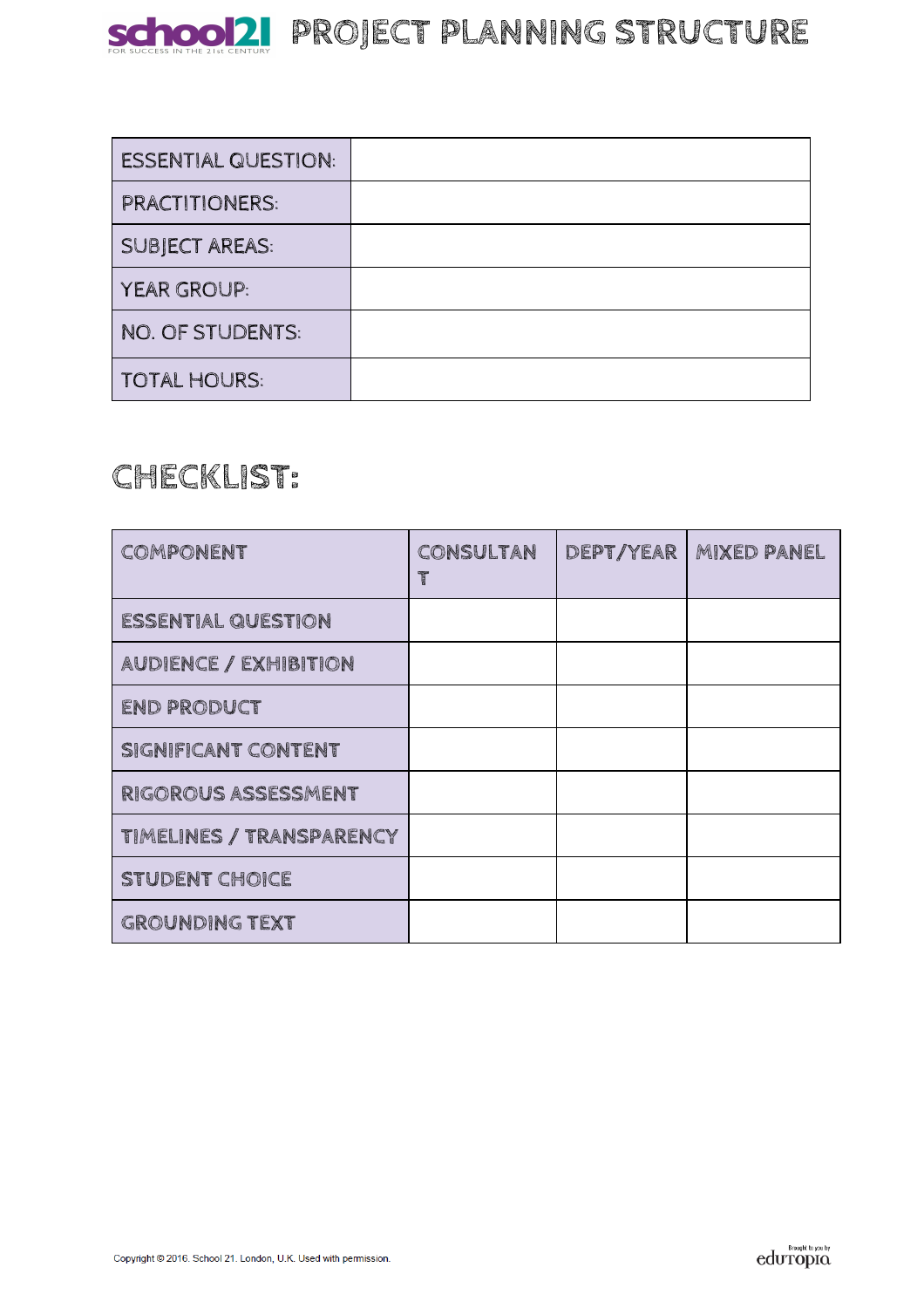# PROJECT PLANNING STRUCTURE

| ESSENTIAL QUESTION: | |
|---|---|
| PRACTITIONERS: | |
| SUBJECT AREAS: | |
| YEAR GROUP: | |
| NO. OF STUDENTS: | |
| TOTAL HOURS: | |

## CHECKLIST:

| COMPONENT | CONSULTANT | DEPT/YEAR | MIXED PANEL |
|---|---|---|---|
| ESSENTIAL QUESTION | | | |
| AUDIENCE / EXHIBITION | | | |
| END PRODUCT | | | |
| SIGNIFICANT CONTENT | | | |
| RIGOROUS ASSESSMENT | | | |
| TIMELINES / TRANSPARENCY | | | |
| STUDENT CHOICE | | | |
| GROUNDING TEXT | | | |

Copyright © 2016. School 21. London, U.K. Used with permission.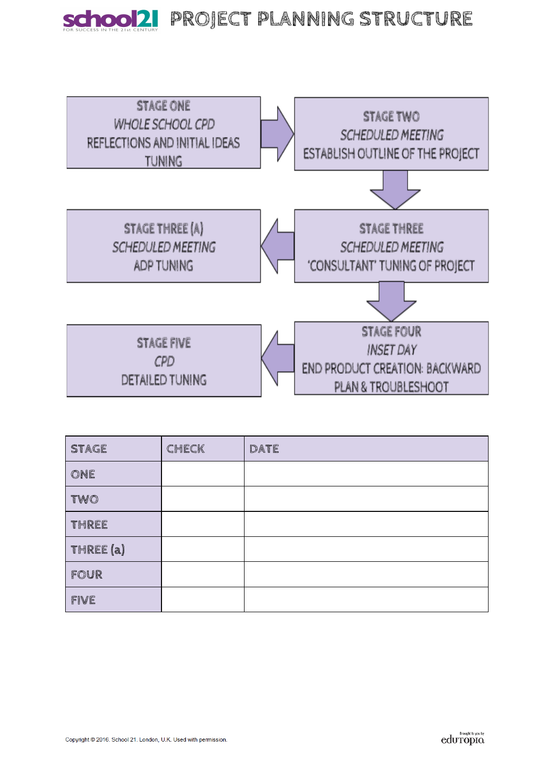# PROJECT PLANNING STRUCTURE

**STAGE ONE**
*WHOLE SCHOOL CPD*
REFLECTIONS AND INITIAL IDEAS
TUNING

**STAGE TWO**
*SCHEDULED MEETING*
ESTABLISH OUTLINE OF THE PROJECT

**STAGE THREE**
*SCHEDULED MEETING*
'CONSULTANT' TUNING OF PROJECT

**STAGE THREE (A)**
*SCHEDULED MEETING*
ADP TUNING

**STAGE FOUR**
*INSET DAY*
END PRODUCT CREATION: BACKWARD PLAN & TROUBLESHOOT

**STAGE FIVE**
*CPD*
DETAILED TUNING

| STAGE | CHECK | DATE |
| --- | --- | --- |
| ONE | | |
| TWO | | |
| THREE | | |
| THREE (a) | | |
| FOUR | | |
| FIVE | | |

Copyright © 2016. School 21. London, U.K. Used with permission.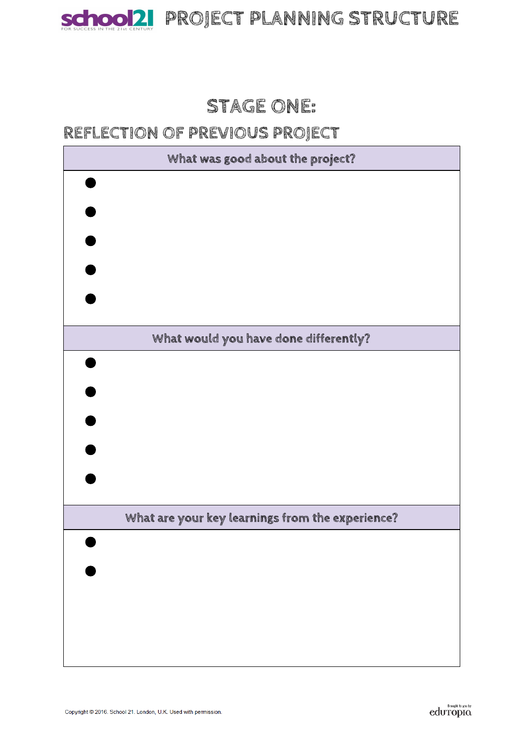# STAGE ONE:

## REFLECTION OF PREVIOUS PROJECT

| What was good about the project? |
| --- |
| • |
| • |
| • |
| • |
| • |

| What would you have done differently? |
| --- |
| • |
| • |
| • |
| • |
| • |

| What are your key learnings from the experience? |
| --- |
| • |
| • |

Copyright © 2016. School 21. London, U.K. Used with permission.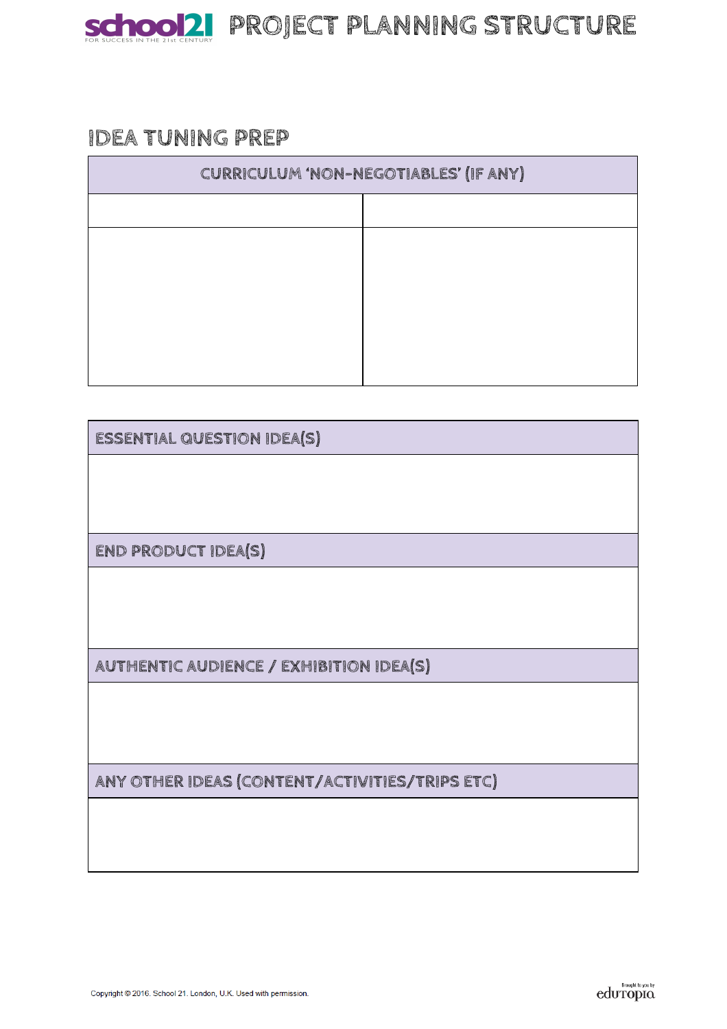# PROJECT PLANNING STRUCTURE

## IDEA TUNING PREP

| CURRICULUM 'NON-NEGOTIABLES' (IF ANY) | |
|---|---|
| | |
| | |

**ESSENTIAL QUESTION IDEA(S)**

**END PRODUCT IDEA(S)**

**AUTHENTIC AUDIENCE / EXHIBITION IDEA(S)**

**ANY OTHER IDEAS (CONTENT/ACTIVITIES/TRIPS ETC)**

Copyright © 2016. School 21. London, U.K. Used with permission.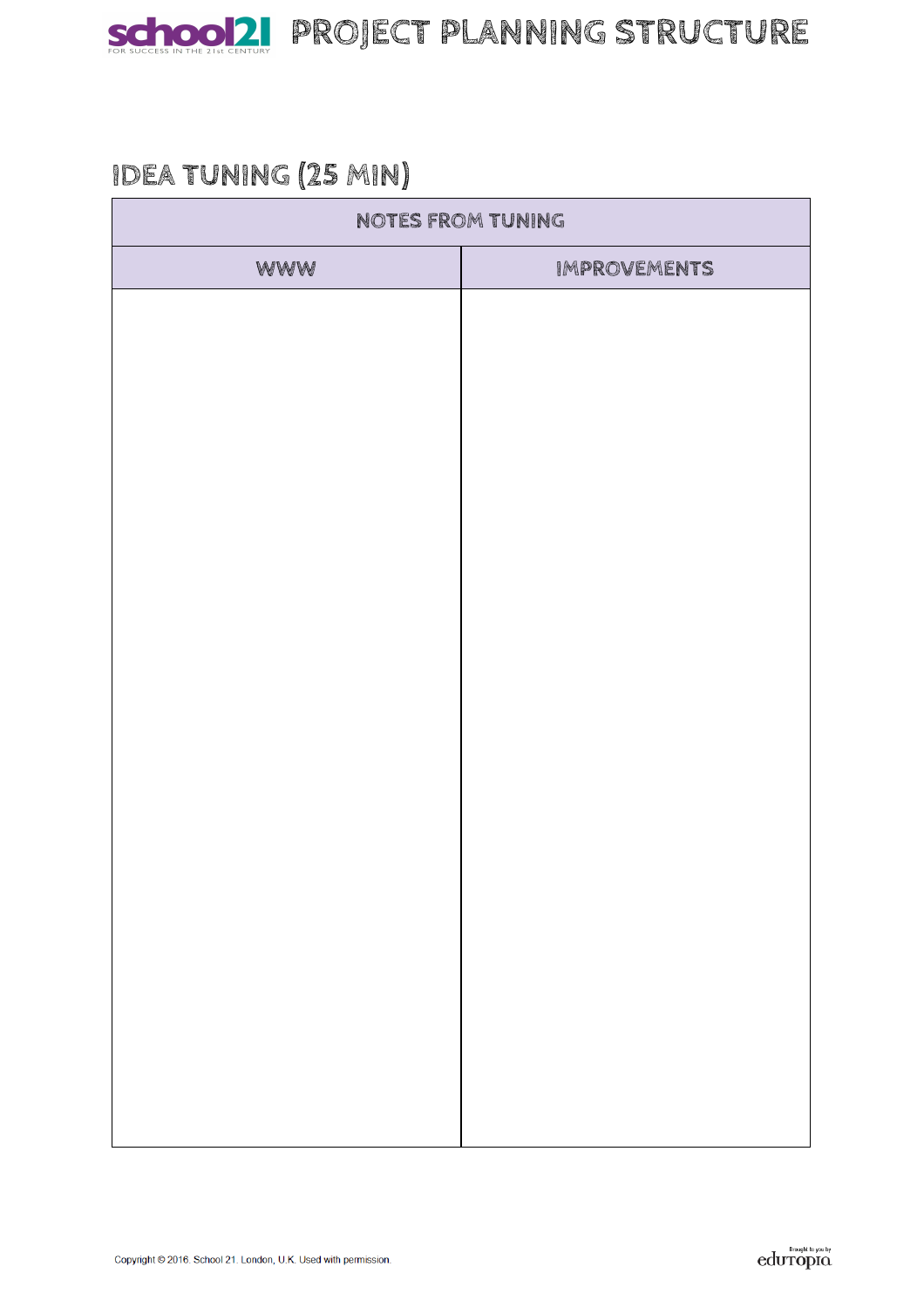## IDEA TUNING (25 MIN)

| NOTES FROM TUNING | |
|---|---|
| WWW | IMPROVEMENTS |
| | |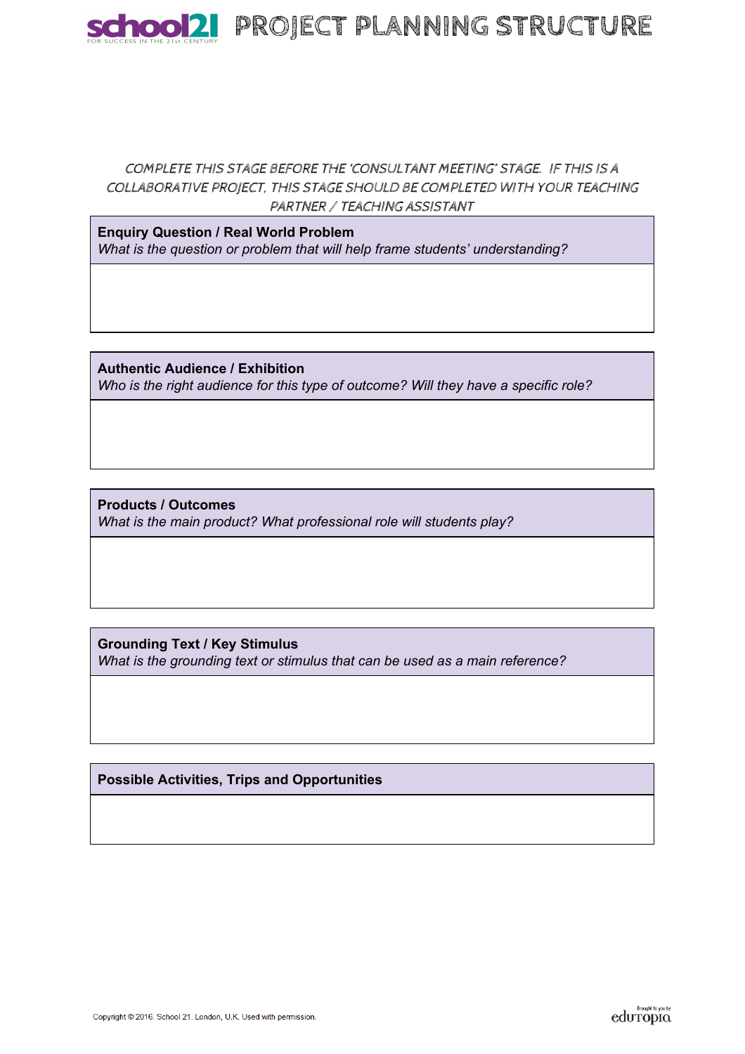# PROJECT PLANNING STRUCTURE

*COMPLETE THIS STAGE BEFORE THE 'CONSULTANT MEETING' STAGE. IF THIS IS A COLLABORATIVE PROJECT, THIS STAGE SHOULD BE COMPLETED WITH YOUR TEACHING PARTNER / TEACHING ASSISTANT*

| **Enquiry Question / Real World Problem**<br>*What is the question or problem that will help frame students' understanding?* |
|---|
| |

| **Authentic Audience / Exhibition**<br>*Who is the right audience for this type of outcome? Will they have a specific role?* |
|---|
| |

| **Products / Outcomes**<br>*What is the main product? What professional role will students play?* |
|---|
| |

| **Grounding Text / Key Stimulus**<br>*What is the grounding text or stimulus that can be used as a main reference?* |
|---|
| |

| **Possible Activities, Trips and Opportunities** |
|---|
| |

Copyright © 2016. School 21. London, U.K. Used with permission.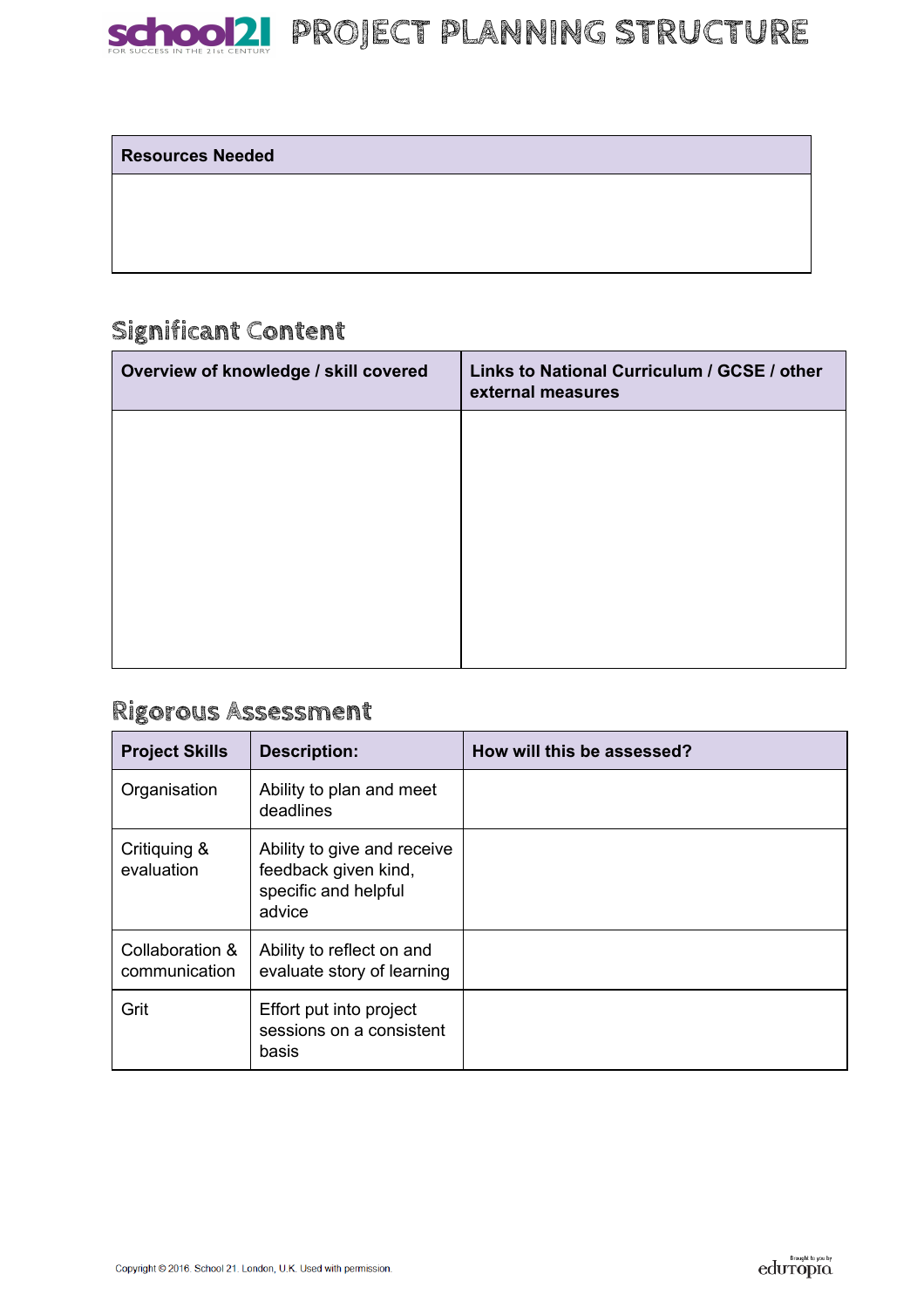# PROJECT PLANNING STRUCTURE

| Resources Needed |
| --- |
| |

## Significant Content

| Overview of knowledge / skill covered | Links to National Curriculum / GCSE / other external measures |
| --- | --- |
| | |

## Rigorous Assessment

| Project Skills | Description: | How will this be assessed? |
| --- | --- | --- |
| Organisation | Ability to plan and meet deadlines | |
| Critiquing & evaluation | Ability to give and receive feedback given kind, specific and helpful advice | |
| Collaboration & communication | Ability to reflect on and evaluate story of learning | |
| Grit | Effort put into project sessions on a consistent basis | |

Copyright © 2016. School 21. London, U.K. Used with permission.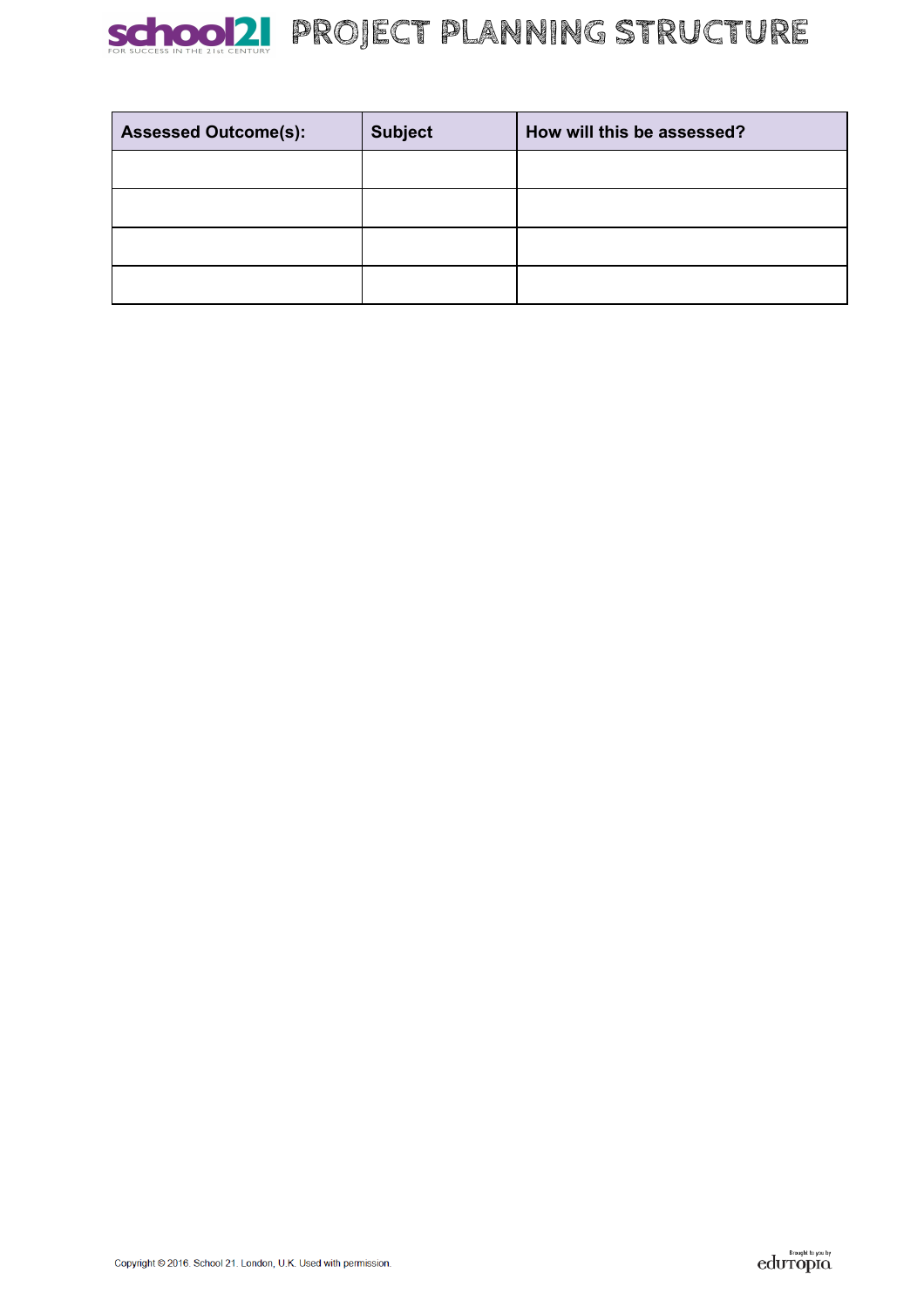# PROJECT PLANNING STRUCTURE

| Assessed Outcome(s): | Subject | How will this be assessed? |
| --- | --- | --- |
| | | |
| | | |
| | | |
| | | |

Copyright © 2016. School 21. London, U.K. Used with permission.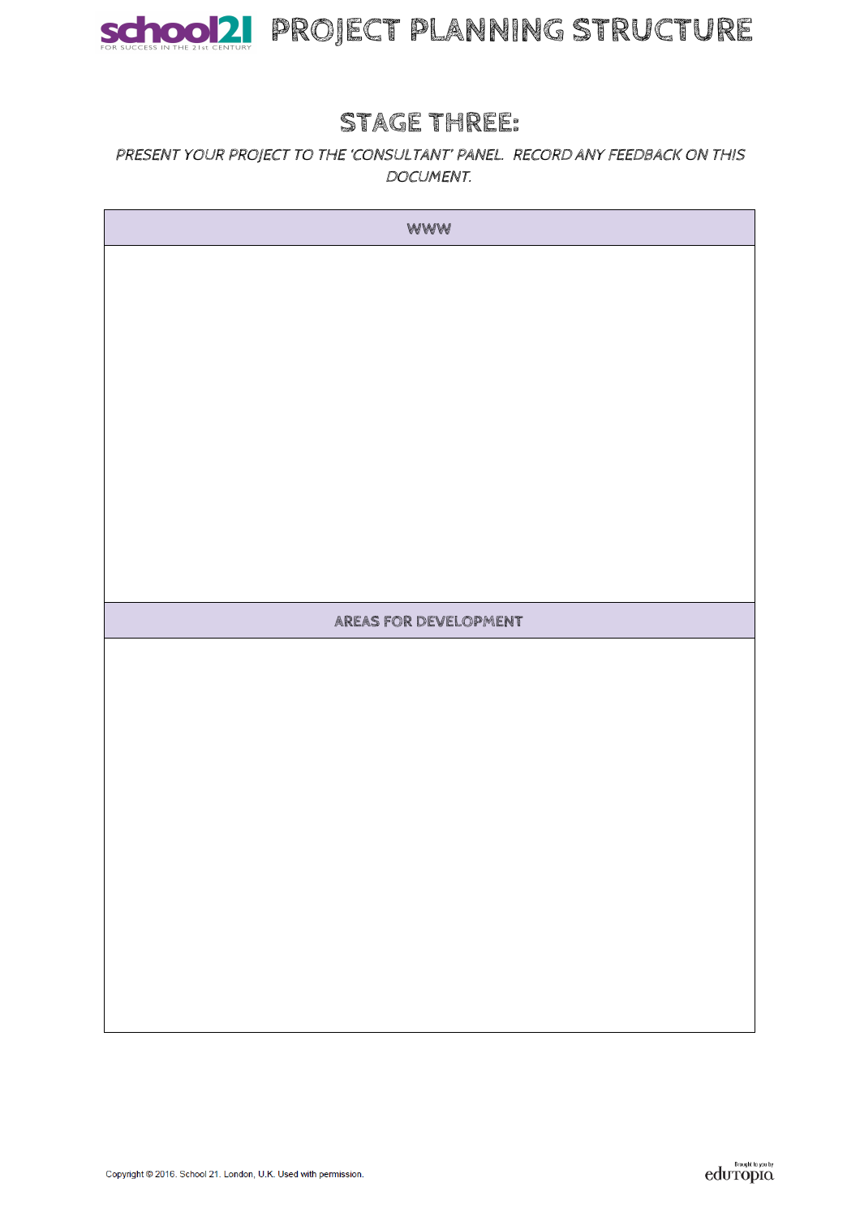# PROJECT PLANNING STRUCTURE

## STAGE THREE:

*PRESENT YOUR PROJECT TO THE 'CONSULTANT' PANEL. RECORD ANY FEEDBACK ON THIS DOCUMENT.*

| WWW |
| --- |
| |

| AREAS FOR DEVELOPMENT |
| --- |
| |

Copyright © 2016. School 21. London, U.K. Used with permission.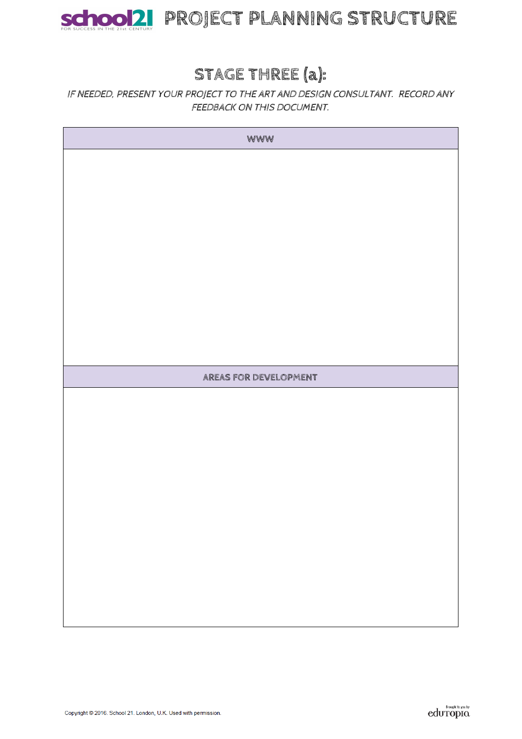# PROJECT PLANNING STRUCTURE

## STAGE THREE (a):

*IF NEEDED, PRESENT YOUR PROJECT TO THE ART AND DESIGN CONSULTANT. RECORD ANY FEEDBACK ON THIS DOCUMENT.*

| WWW |
| --- |
| |

| AREAS FOR DEVELOPMENT |
| --- |
| |

Copyright © 2016. School 21. London, U.K. Used with permission.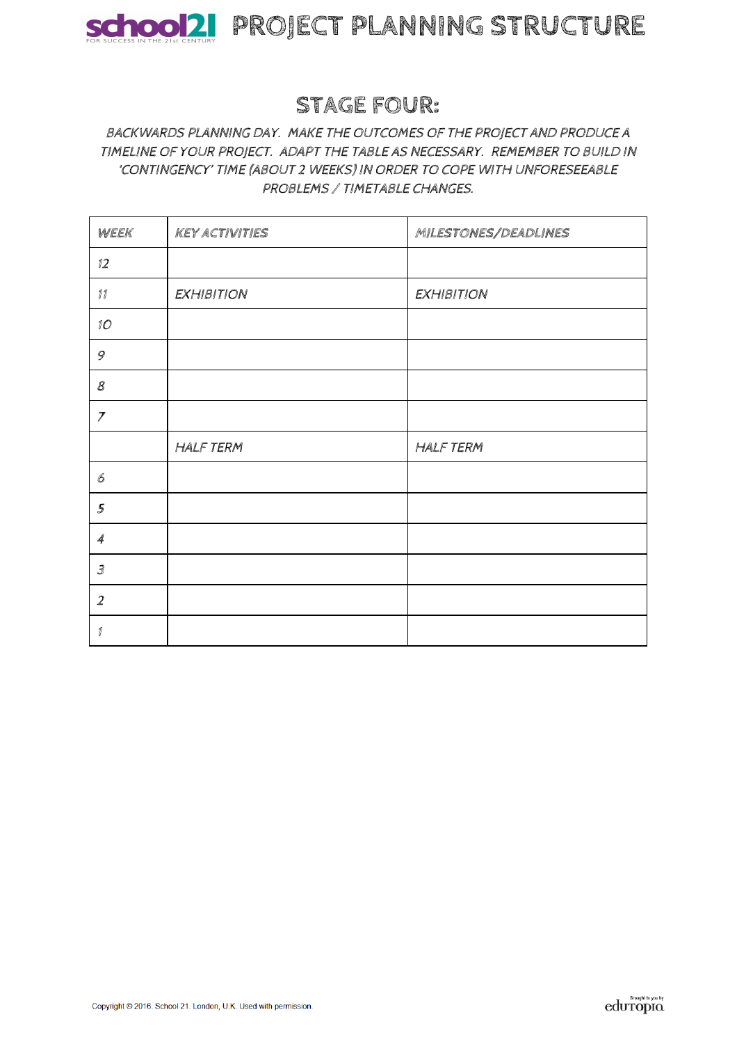# PROJECT PLANNING STRUCTURE

## STAGE FOUR:

*BACKWARDS PLANNING DAY. MAKE THE OUTCOMES OF THE PROJECT AND PRODUCE A TIMELINE OF YOUR PROJECT. ADAPT THE TABLE AS NECESSARY. REMEMBER TO BUILD IN 'CONTINGENCY' TIME (ABOUT 2 WEEKS) IN ORDER TO COPE WITH UNFORESEEABLE PROBLEMS / TIMETABLE CHANGES.*

| WEEK | KEY ACTIVITIES | MILESTONES/DEADLINES |
|---|---|---|
| 12 | | |
| 11 | EXHIBITION | EXHIBITION |
| 10 | | |
| 9 | | |
| 8 | | |
| 7 | | |
| | HALF TERM | HALF TERM |
| 6 | | |
| 5 | | |
| 4 | | |
| 3 | | |
| 2 | | |
| 1 | | |

Copyright © 2016. School 21. London, U.K. Used with permission.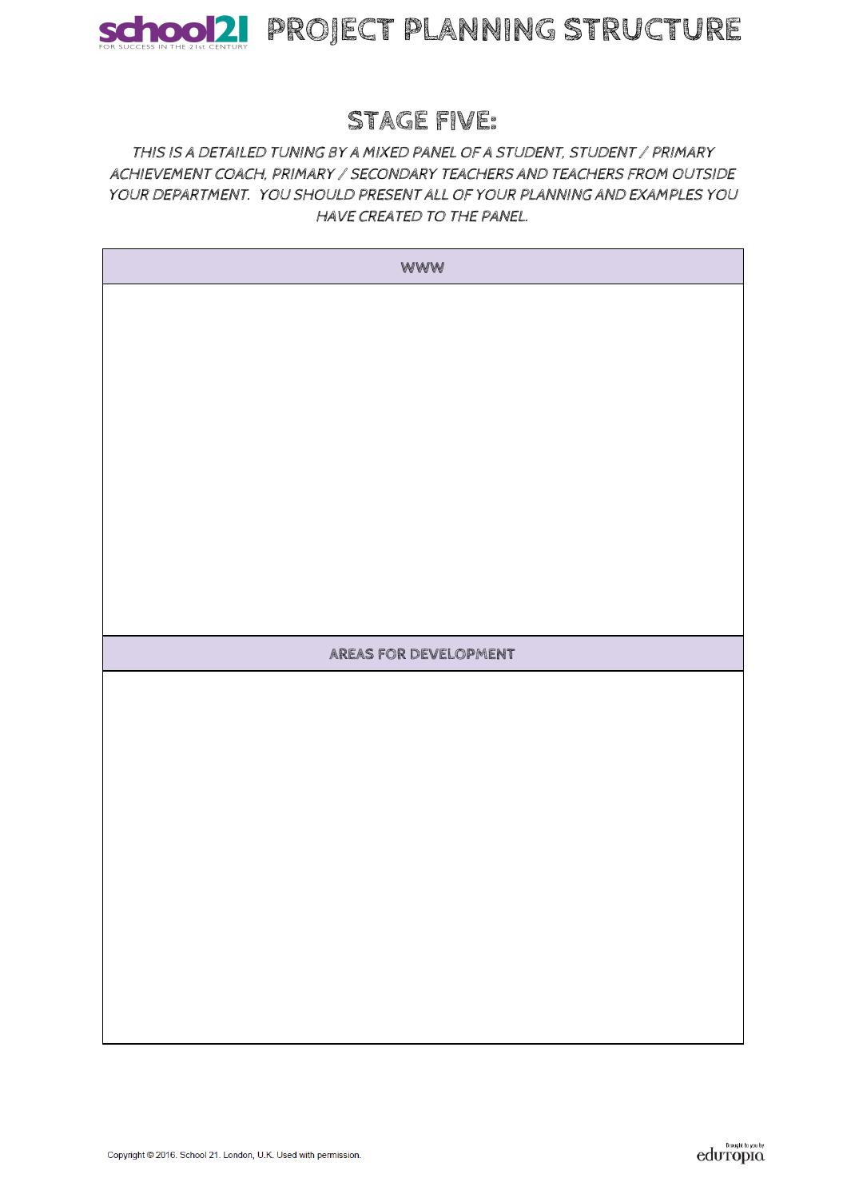# STAGE FIVE:

*THIS IS A DETAILED TUNING BY A MIXED PANEL OF A STUDENT, STUDENT / PRIMARY ACHIEVEMENT COACH, PRIMARY / SECONDARY TEACHERS AND TEACHERS FROM OUTSIDE YOUR DEPARTMENT. YOU SHOULD PRESENT ALL OF YOUR PLANNING AND EXAMPLES YOU HAVE CREATED TO THE PANEL.*

| WWW |
|---|
| |

| AREAS FOR DEVELOPMENT |
|---|
| |

Copyright © 2016. School 21. London, U.K. Used with permission.